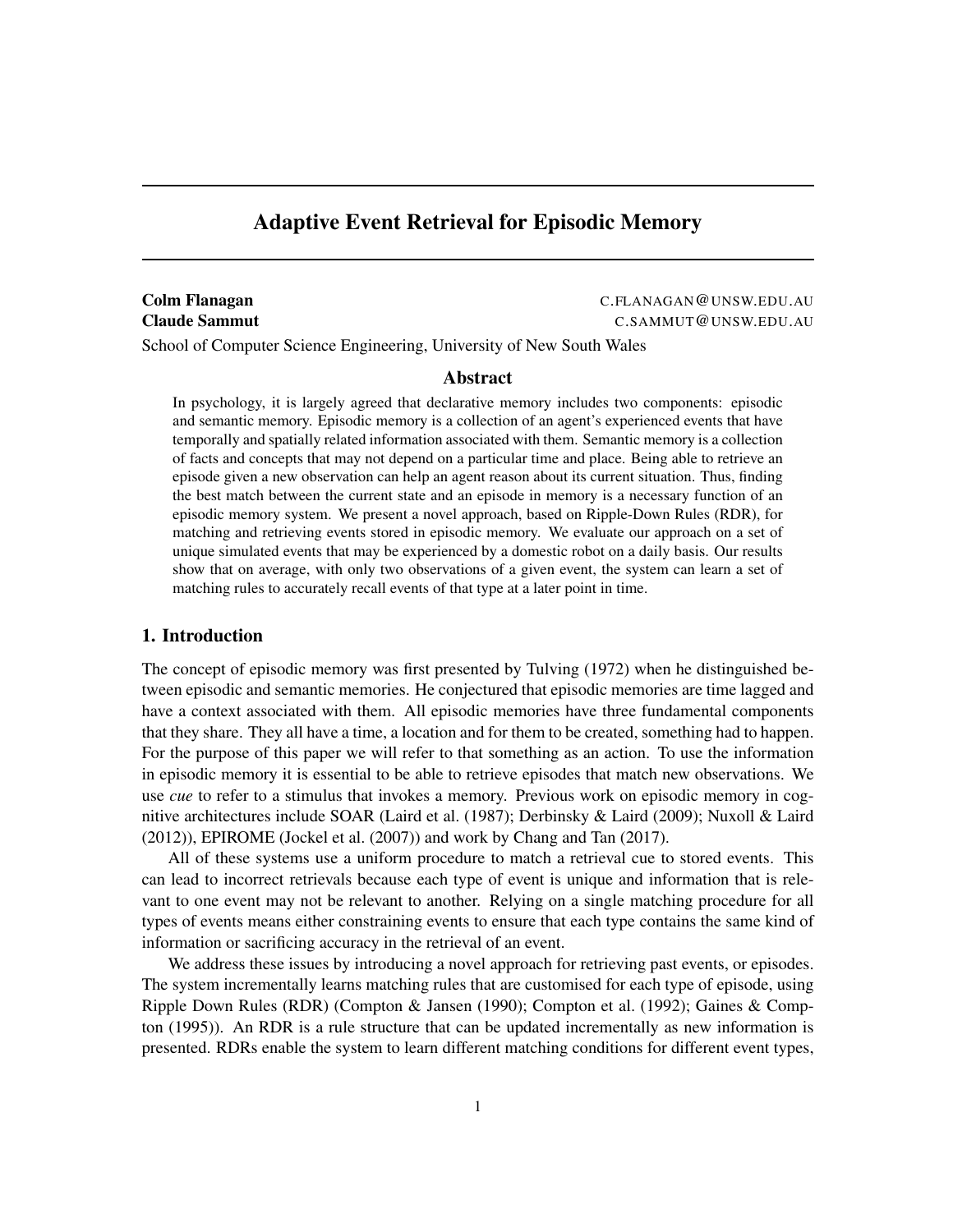# Adaptive Event Retrieval for Episodic Memory

**Colm Flanagan** C.FLANAGAN@UNSW.EDU.AU
**Claude Sammut** C.SAMMUT@UNSW.EDU.AU
School of Computer Science Engineering, University of New South Wales

## Abstract

In psychology, it is largely agreed that declarative memory includes two components: episodic and semantic memory. Episodic memory is a collection of an agent's experienced events that have temporally and spatially related information associated with them. Semantic memory is a collection of facts and concepts that may not depend on a particular time and place. Being able to retrieve an episode given a new observation can help an agent reason about its current situation. Thus, finding the best match between the current state and an episode in memory is a necessary function of an episodic memory system. We present a novel approach, based on Ripple-Down Rules (RDR), for matching and retrieving events stored in episodic memory. We evaluate our approach on a set of unique simulated events that may be experienced by a domestic robot on a daily basis. Our results show that on average, with only two observations of a given event, the system can learn a set of matching rules to accurately recall events of that type at a later point in time.

## 1. Introduction

The concept of episodic memory was first presented by Tulving (1972) when he distinguished between episodic and semantic memories. He conjectured that episodic memories are time lagged and have a context associated with them. All episodic memories have three fundamental components that they share. They all have a time, a location and for them to be created, something had to happen. For the purpose of this paper we will refer to that something as an action. To use the information in episodic memory it is essential to be able to retrieve episodes that match new observations. We use *cue* to refer to a stimulus that invokes a memory. Previous work on episodic memory in cognitive architectures include SOAR (Laird et al. (1987); Derbinsky & Laird (2009); Nuxoll & Laird (2012)), EPIROME (Jockel et al. (2007)) and work by Chang and Tan (2017).

All of these systems use a uniform procedure to match a retrieval cue to stored events. This can lead to incorrect retrievals because each type of event is unique and information that is relevant to one event may not be relevant to another. Relying on a single matching procedure for all types of events means either constraining events to ensure that each type contains the same kind of information or sacrificing accuracy in the retrieval of an event.

We address these issues by introducing a novel approach for retrieving past events, or episodes. The system incrementally learns matching rules that are customised for each type of episode, using Ripple Down Rules (RDR) (Compton & Jansen (1990); Compton et al. (1992); Gaines & Compton (1995)). An RDR is a rule structure that can be updated incrementally as new information is presented. RDRs enable the system to learn different matching conditions for different event types,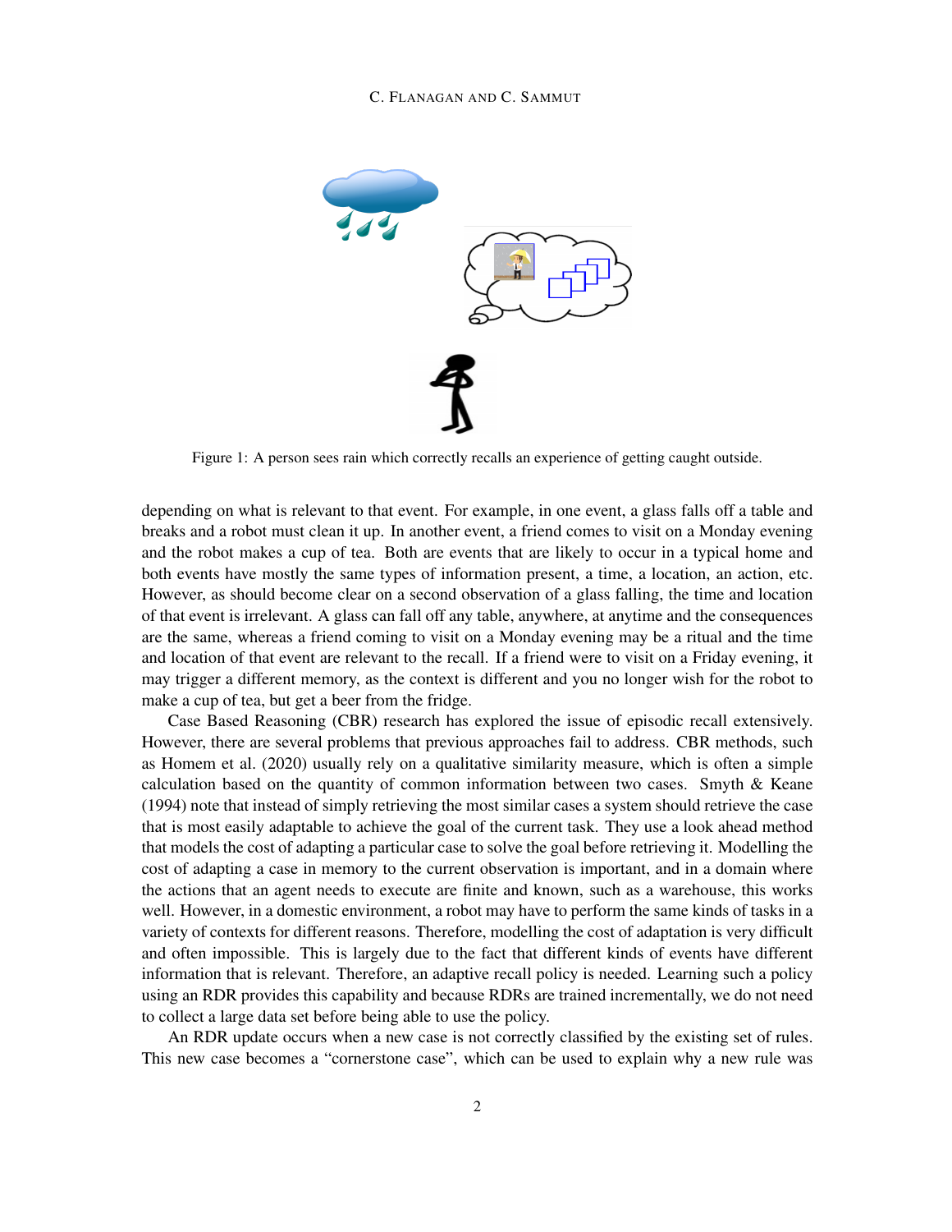Figure 1: A person sees rain which correctly recalls an experience of getting caught outside.

depending on what is relevant to that event. For example, in one event, a glass falls off a table and breaks and a robot must clean it up. In another event, a friend comes to visit on a Monday evening and the robot makes a cup of tea. Both are events that are likely to occur in a typical home and both events have mostly the same types of information present, a time, a location, an action, etc. However, as should become clear on a second observation of a glass falling, the time and location of that event is irrelevant. A glass can fall off any table, anywhere, at anytime and the consequences are the same, whereas a friend coming to visit on a Monday evening may be a ritual and the time and location of that event are relevant to the recall. If a friend were to visit on a Friday evening, it may trigger a different memory, as the context is different and you no longer wish for the robot to make a cup of tea, but get a beer from the fridge.

Case Based Reasoning (CBR) research has explored the issue of episodic recall extensively. However, there are several problems that previous approaches fail to address. CBR methods, such as Homem et al. (2020) usually rely on a qualitative similarity measure, which is often a simple calculation based on the quantity of common information between two cases. Smyth & Keane (1994) note that instead of simply retrieving the most similar cases a system should retrieve the case that is most easily adaptable to achieve the goal of the current task. They use a look ahead method that models the cost of adapting a particular case to solve the goal before retrieving it. Modelling the cost of adapting a case in memory to the current observation is important, and in a domain where the actions that an agent needs to execute are finite and known, such as a warehouse, this works well. However, in a domestic environment, a robot may have to perform the same kinds of tasks in a variety of contexts for different reasons. Therefore, modelling the cost of adaptation is very difficult and often impossible. This is largely due to the fact that different kinds of events have different information that is relevant. Therefore, an adaptive recall policy is needed. Learning such a policy using an RDR provides this capability and because RDRs are trained incrementally, we do not need to collect a large data set before being able to use the policy.

An RDR update occurs when a new case is not correctly classified by the existing set of rules. This new case becomes a "cornerstone case", which can be used to explain why a new rule was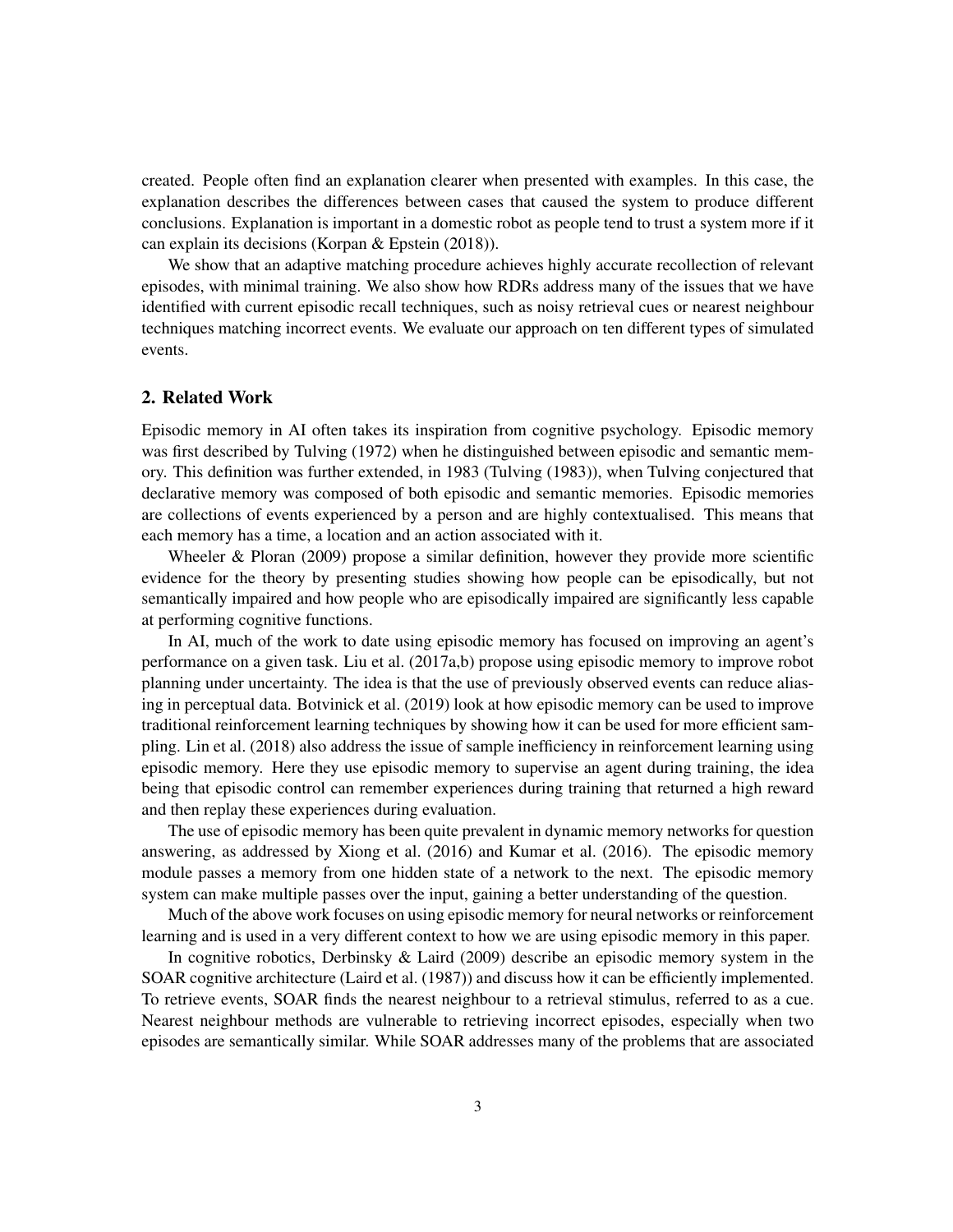created. People often find an explanation clearer when presented with examples. In this case, the explanation describes the differences between cases that caused the system to produce different conclusions. Explanation is important in a domestic robot as people tend to trust a system more if it can explain its decisions (Korpan & Epstein (2018)).

We show that an adaptive matching procedure achieves highly accurate recollection of relevant episodes, with minimal training. We also show how RDRs address many of the issues that we have identified with current episodic recall techniques, such as noisy retrieval cues or nearest neighbour techniques matching incorrect events. We evaluate our approach on ten different types of simulated events.

## 2. Related Work

Episodic memory in AI often takes its inspiration from cognitive psychology. Episodic memory was first described by Tulving (1972) when he distinguished between episodic and semantic memory. This definition was further extended, in 1983 (Tulving (1983)), when Tulving conjectured that declarative memory was composed of both episodic and semantic memories. Episodic memories are collections of events experienced by a person and are highly contextualised. This means that each memory has a time, a location and an action associated with it.

Wheeler & Ploran (2009) propose a similar definition, however they provide more scientific evidence for the theory by presenting studies showing how people can be episodically, but not semantically impaired and how people who are episodically impaired are significantly less capable at performing cognitive functions.

In AI, much of the work to date using episodic memory has focused on improving an agent's performance on a given task. Liu et al. (2017a,b) propose using episodic memory to improve robot planning under uncertainty. The idea is that the use of previously observed events can reduce aliasing in perceptual data. Botvinick et al. (2019) look at how episodic memory can be used to improve traditional reinforcement learning techniques by showing how it can be used for more efficient sampling. Lin et al. (2018) also address the issue of sample inefficiency in reinforcement learning using episodic memory. Here they use episodic memory to supervise an agent during training, the idea being that episodic control can remember experiences during training that returned a high reward and then replay these experiences during evaluation.

The use of episodic memory has been quite prevalent in dynamic memory networks for question answering, as addressed by Xiong et al. (2016) and Kumar et al. (2016). The episodic memory module passes a memory from one hidden state of a network to the next. The episodic memory system can make multiple passes over the input, gaining a better understanding of the question.

Much of the above work focuses on using episodic memory for neural networks or reinforcement learning and is used in a very different context to how we are using episodic memory in this paper.

In cognitive robotics, Derbinsky & Laird (2009) describe an episodic memory system in the SOAR cognitive architecture (Laird et al. (1987)) and discuss how it can be efficiently implemented. To retrieve events, SOAR finds the nearest neighbour to a retrieval stimulus, referred to as a cue. Nearest neighbour methods are vulnerable to retrieving incorrect episodes, especially when two episodes are semantically similar. While SOAR addresses many of the problems that are associated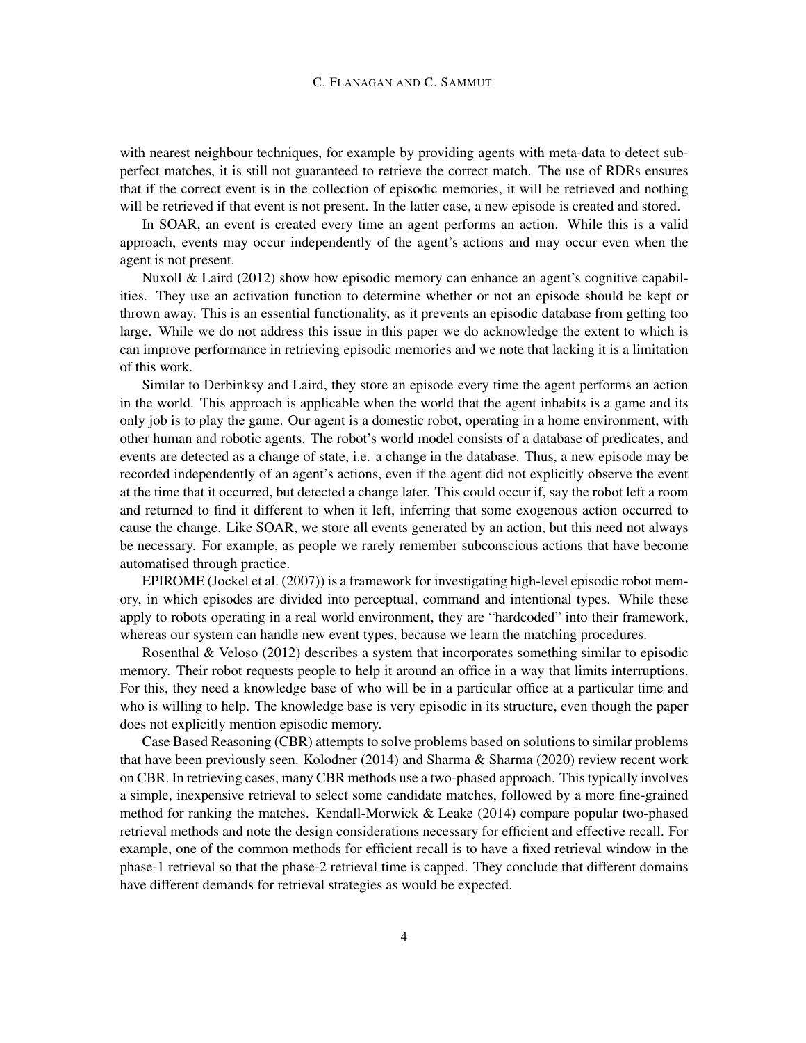with nearest neighbour techniques, for example by providing agents with meta-data to detect sub-perfect matches, it is still not guaranteed to retrieve the correct match. The use of RDRs ensures that if the correct event is in the collection of episodic memories, it will be retrieved and nothing will be retrieved if that event is not present. In the latter case, a new episode is created and stored.

In SOAR, an event is created every time an agent performs an action. While this is a valid approach, events may occur independently of the agent's actions and may occur even when the agent is not present.

Nuxoll & Laird (2012) show how episodic memory can enhance an agent's cognitive capabilities. They use an activation function to determine whether or not an episode should be kept or thrown away. This is an essential functionality, as it prevents an episodic database from getting too large. While we do not address this issue in this paper we do acknowledge the extent to which is can improve performance in retrieving episodic memories and we note that lacking it is a limitation of this work.

Similar to Derbinksy and Laird, they store an episode every time the agent performs an action in the world. This approach is applicable when the world that the agent inhabits is a game and its only job is to play the game. Our agent is a domestic robot, operating in a home environment, with other human and robotic agents. The robot's world model consists of a database of predicates, and events are detected as a change of state, i.e. a change in the database. Thus, a new episode may be recorded independently of an agent's actions, even if the agent did not explicitly observe the event at the time that it occurred, but detected a change later. This could occur if, say the robot left a room and returned to find it different to when it left, inferring that some exogenous action occurred to cause the change. Like SOAR, we store all events generated by an action, but this need not always be necessary. For example, as people we rarely remember subconscious actions that have become automatised through practice.

EPIROME (Jockel et al. (2007)) is a framework for investigating high-level episodic robot memory, in which episodes are divided into perceptual, command and intentional types. While these apply to robots operating in a real world environment, they are "hardcoded" into their framework, whereas our system can handle new event types, because we learn the matching procedures.

Rosenthal & Veloso (2012) describes a system that incorporates something similar to episodic memory. Their robot requests people to help it around an office in a way that limits interruptions. For this, they need a knowledge base of who will be in a particular office at a particular time and who is willing to help. The knowledge base is very episodic in its structure, even though the paper does not explicitly mention episodic memory.

Case Based Reasoning (CBR) attempts to solve problems based on solutions to similar problems that have been previously seen. Kolodner (2014) and Sharma & Sharma (2020) review recent work on CBR. In retrieving cases, many CBR methods use a two-phased approach. This typically involves a simple, inexpensive retrieval to select some candidate matches, followed by a more fine-grained method for ranking the matches. Kendall-Morwick & Leake (2014) compare popular two-phased retrieval methods and note the design considerations necessary for efficient and effective recall. For example, one of the common methods for efficient recall is to have a fixed retrieval window in the phase-1 retrieval so that the phase-2 retrieval time is capped. They conclude that different domains have different demands for retrieval strategies as would be expected.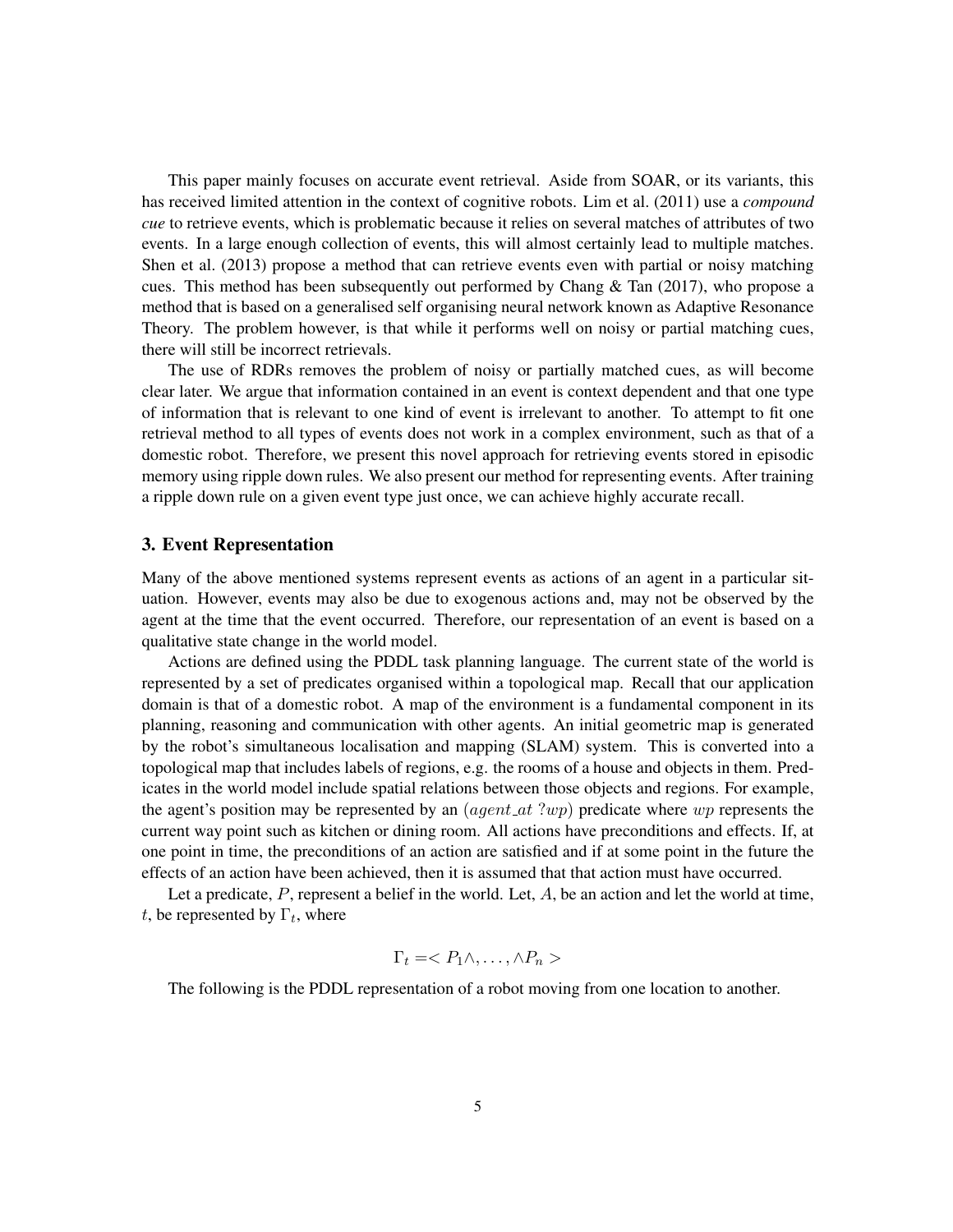This paper mainly focuses on accurate event retrieval. Aside from SOAR, or its variants, this has received limited attention in the context of cognitive robots. Lim et al. (2011) use a *compound cue* to retrieve events, which is problematic because it relies on several matches of attributes of two events. In a large enough collection of events, this will almost certainly lead to multiple matches. Shen et al. (2013) propose a method that can retrieve events even with partial or noisy matching cues. This method has been subsequently out performed by Chang & Tan (2017), who propose a method that is based on a generalised self organising neural network known as Adaptive Resonance Theory. The problem however, is that while it performs well on noisy or partial matching cues, there will still be incorrect retrievals.

The use of RDRs removes the problem of noisy or partially matched cues, as will become clear later. We argue that information contained in an event is context dependent and that one type of information that is relevant to one kind of event is irrelevant to another. To attempt to fit one retrieval method to all types of events does not work in a complex environment, such as that of a domestic robot. Therefore, we present this novel approach for retrieving events stored in episodic memory using ripple down rules. We also present our method for representing events. After training a ripple down rule on a given event type just once, we can achieve highly accurate recall.

## 3. Event Representation

Many of the above mentioned systems represent events as actions of an agent in a particular situation. However, events may also be due to exogenous actions and, may not be observed by the agent at the time that the event occurred. Therefore, our representation of an event is based on a qualitative state change in the world model.

Actions are defined using the PDDL task planning language. The current state of the world is represented by a set of predicates organised within a topological map. Recall that our application domain is that of a domestic robot. A map of the environment is a fundamental component in its planning, reasoning and communication with other agents. An initial geometric map is generated by the robot's simultaneous localisation and mapping (SLAM) system. This is converted into a topological map that includes labels of regions, e.g. the rooms of a house and objects in them. Predicates in the world model include spatial relations between those objects and regions. For example, the agent's position may be represented by an $(agent\_at\ ?wp)$ predicate where $wp$ represents the current way point such as kitchen or dining room. All actions have preconditions and effects. If, at one point in time, the preconditions of an action are satisfied and if at some point in the future the effects of an action have been achieved, then it is assumed that that action must have occurred.

Let a predicate, $P$, represent a belief in the world. Let, $A$, be an action and let the world at time, $t$, be represented by $\Gamma_t$, where

$$\Gamma_t = < P_1 \wedge, \ldots, \wedge P_n >$$

The following is the PDDL representation of a robot moving from one location to another.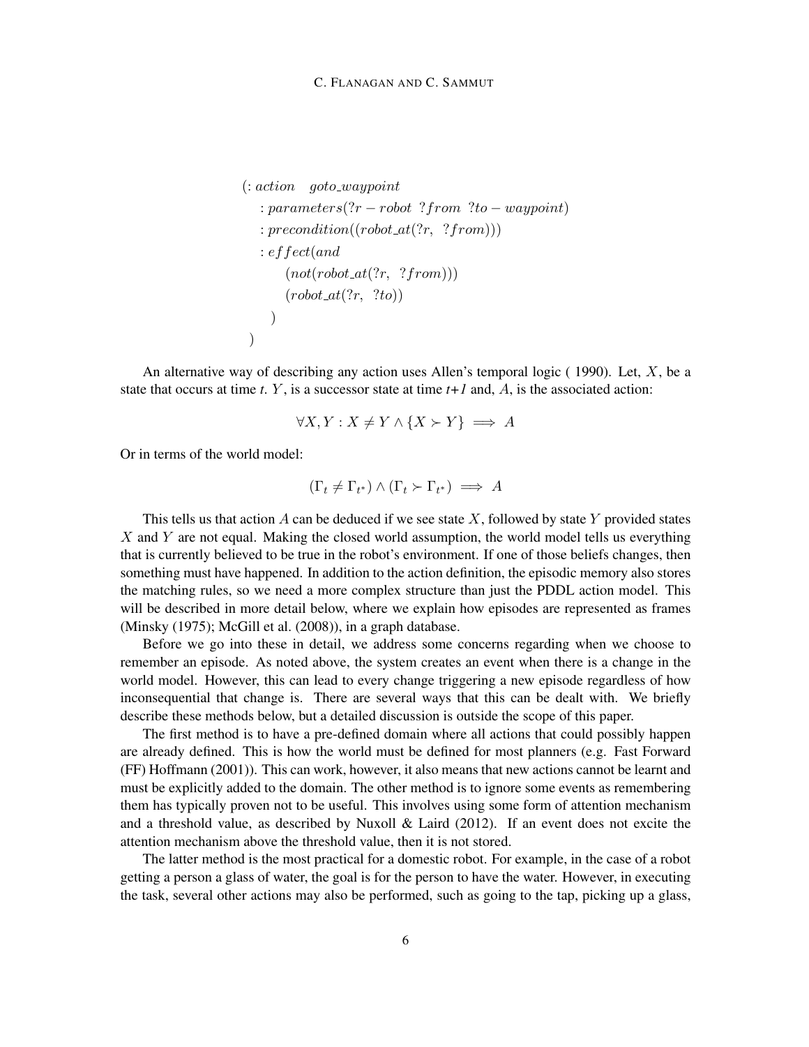```
(: action    goto_waypoint
    : parameters(?r − robot  ?from  ?to − waypoint)
    : precondition((robot_at(?r,  ?from)))
    : effect(and
        (not(robot_at(?r,  ?from)))
        (robot_at(?r,  ?to))
    )
)
```

An alternative way of describing any action uses Allen's temporal logic ( 1990). Let, $X$, be a state that occurs at time *t*. $Y$, is a successor state at time *t+1* and, $A$, is the associated action:

$$\forall X, Y : X \neq Y \wedge \{X \succ Y\} \implies A$$

Or in terms of the world model:

$$(\Gamma_t \neq \Gamma_{t^*}) \wedge (\Gamma_t \succ \Gamma_{t^*}) \implies A$$

This tells us that action $A$ can be deduced if we see state $X$, followed by state $Y$ provided states $X$ and $Y$ are not equal. Making the closed world assumption, the world model tells us everything that is currently believed to be true in the robot's environment. If one of those beliefs changes, then something must have happened. In addition to the action definition, the episodic memory also stores the matching rules, so we need a more complex structure than just the PDDL action model. This will be described in more detail below, where we explain how episodes are represented as frames (Minsky (1975); McGill et al. (2008)), in a graph database.

Before we go into these in detail, we address some concerns regarding when we choose to remember an episode. As noted above, the system creates an event when there is a change in the world model. However, this can lead to every change triggering a new episode regardless of how inconsequential that change is. There are several ways that this can be dealt with. We briefly describe these methods below, but a detailed discussion is outside the scope of this paper.

The first method is to have a pre-defined domain where all actions that could possibly happen are already defined. This is how the world must be defined for most planners (e.g. Fast Forward (FF) Hoffmann (2001)). This can work, however, it also means that new actions cannot be learnt and must be explicitly added to the domain. The other method is to ignore some events as remembering them has typically proven not to be useful. This involves using some form of attention mechanism and a threshold value, as described by Nuxoll & Laird (2012). If an event does not excite the attention mechanism above the threshold value, then it is not stored.

The latter method is the most practical for a domestic robot. For example, in the case of a robot getting a person a glass of water, the goal is for the person to have the water. However, in executing the task, several other actions may also be performed, such as going to the tap, picking up a glass,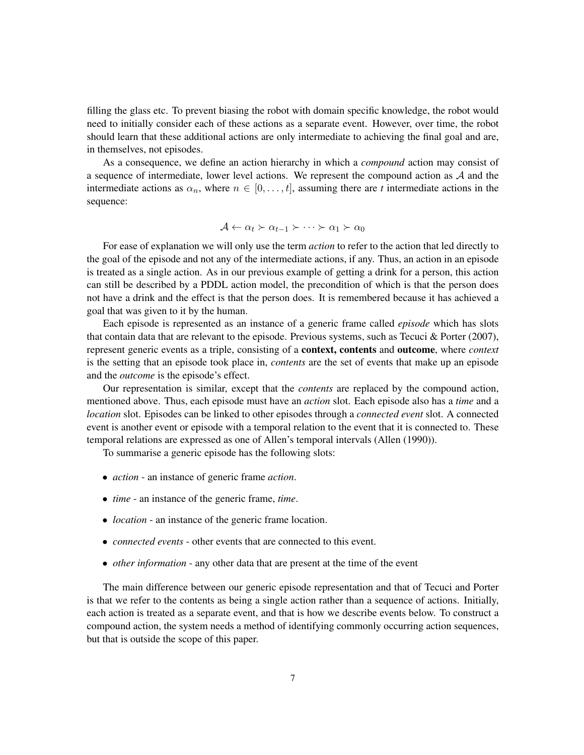filling the glass etc. To prevent biasing the robot with domain specific knowledge, the robot would need to initially consider each of these actions as a separate event. However, over time, the robot should learn that these additional actions are only intermediate to achieving the final goal and are, in themselves, not episodes.

As a consequence, we define an action hierarchy in which a *compound* action may consist of a sequence of intermediate, lower level actions. We represent the compound action as $\mathcal{A}$ and the intermediate actions as $\alpha_n$, where $n \in [0, \ldots, t]$, assuming there are *t* intermediate actions in the sequence:

$$\mathcal{A} \leftarrow \alpha_t \succ \alpha_{t-1} \succ \cdots \succ \alpha_1 \succ \alpha_0$$

For ease of explanation we will only use the term *action* to refer to the action that led directly to the goal of the episode and not any of the intermediate actions, if any. Thus, an action in an episode is treated as a single action. As in our previous example of getting a drink for a person, this action can still be described by a PDDL action model, the precondition of which is that the person does not have a drink and the effect is that the person does. It is remembered because it has achieved a goal that was given to it by the human.

Each episode is represented as an instance of a generic frame called *episode* which has slots that contain data that are relevant to the episode. Previous systems, such as Tecuci & Porter (2007), represent generic events as a triple, consisting of a **context, contents** and **outcome**, where *context* is the setting that an episode took place in, *contents* are the set of events that make up an episode and the *outcome* is the episode's effect.

Our representation is similar, except that the *contents* are replaced by the compound action, mentioned above. Thus, each episode must have an *action* slot. Each episode also has a *time* and a *location* slot. Episodes can be linked to other episodes through a *connected event* slot. A connected event is another event or episode with a temporal relation to the event that it is connected to. These temporal relations are expressed as one of Allen's temporal intervals (Allen (1990)).

To summarise a generic episode has the following slots:

- *action* - an instance of generic frame *action*.
- *time* - an instance of the generic frame, *time*.
- *location* - an instance of the generic frame location.
- *connected events* - other events that are connected to this event.
- *other information* - any other data that are present at the time of the event

The main difference between our generic episode representation and that of Tecuci and Porter is that we refer to the contents as being a single action rather than a sequence of actions. Initially, each action is treated as a separate event, and that is how we describe events below. To construct a compound action, the system needs a method of identifying commonly occurring action sequences, but that is outside the scope of this paper.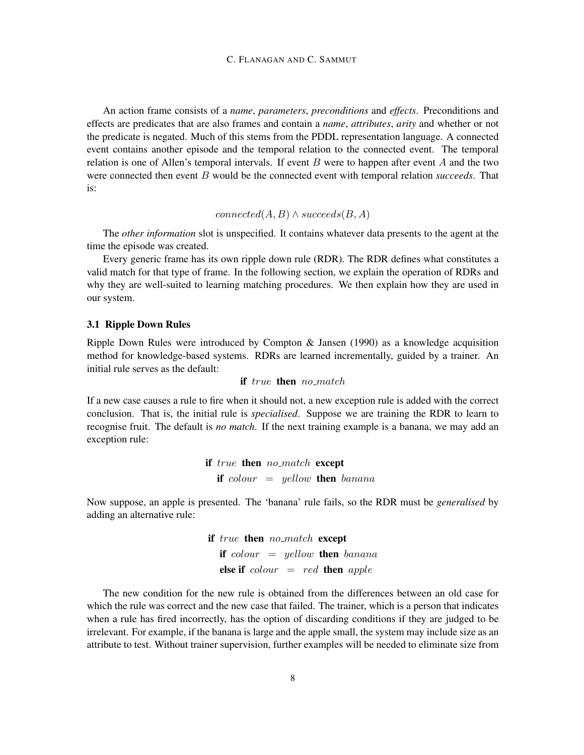An action frame consists of a *name*, *parameters*, *preconditions* and *effects*. Preconditions and effects are predicates that are also frames and contain a *name*, *attributes*, *arity* and whether or not the predicate is negated. Much of this stems from the PDDL representation language. A connected event contains another episode and the temporal relation to the connected event. The temporal relation is one of Allen's temporal intervals. If event $B$ were to happen after event $A$ and the two were connected then event $B$ would be the connected event with temporal relation *succeeds*. That is:

$$connected(A, B) \wedge succeeds(B, A)$$

The *other information* slot is unspecified. It contains whatever data presents to the agent at the time the episode was created.

Every generic frame has its own ripple down rule (RDR). The RDR defines what constitutes a valid match for that type of frame. In the following section, we explain the operation of RDRs and why they are well-suited to learning matching procedures. We then explain how they are used in our system.

### 3.1 Ripple Down Rules

Ripple Down Rules were introduced by Compton & Jansen (1990) as a knowledge acquisition method for knowledge-based systems. RDRs are learned incrementally, guided by a trainer. An initial rule serves as the default:

$$\textbf{if } true \textbf{ then } no\_match$$

If a new case causes a rule to fire when it should not, a new exception rule is added with the correct conclusion. That is, the initial rule is *specialised*. Suppose we are training the RDR to learn to recognise fruit. The default is *no match*. If the next training example is a banana, we may add an exception rule:

$$\begin{array}{l} \textbf{if } true \textbf{ then } no\_match \textbf{ except} \\ \quad \textbf{if } colour = yellow \textbf{ then } banana \end{array}$$

Now suppose, an apple is presented. The 'banana' rule fails, so the RDR must be *generalised* by adding an alternative rule:

$$\begin{array}{l} \textbf{if } true \textbf{ then } no\_match \textbf{ except} \\ \quad \textbf{if } colour = yellow \textbf{ then } banana \\ \quad \textbf{else if } colour = red \textbf{ then } apple \end{array}$$

The new condition for the new rule is obtained from the differences between an old case for which the rule was correct and the new case that failed. The trainer, which is a person that indicates when a rule has fired incorrectly, has the option of discarding conditions if they are judged to be irrelevant. For example, if the banana is large and the apple small, the system may include size as an attribute to test. Without trainer supervision, further examples will be needed to eliminate size from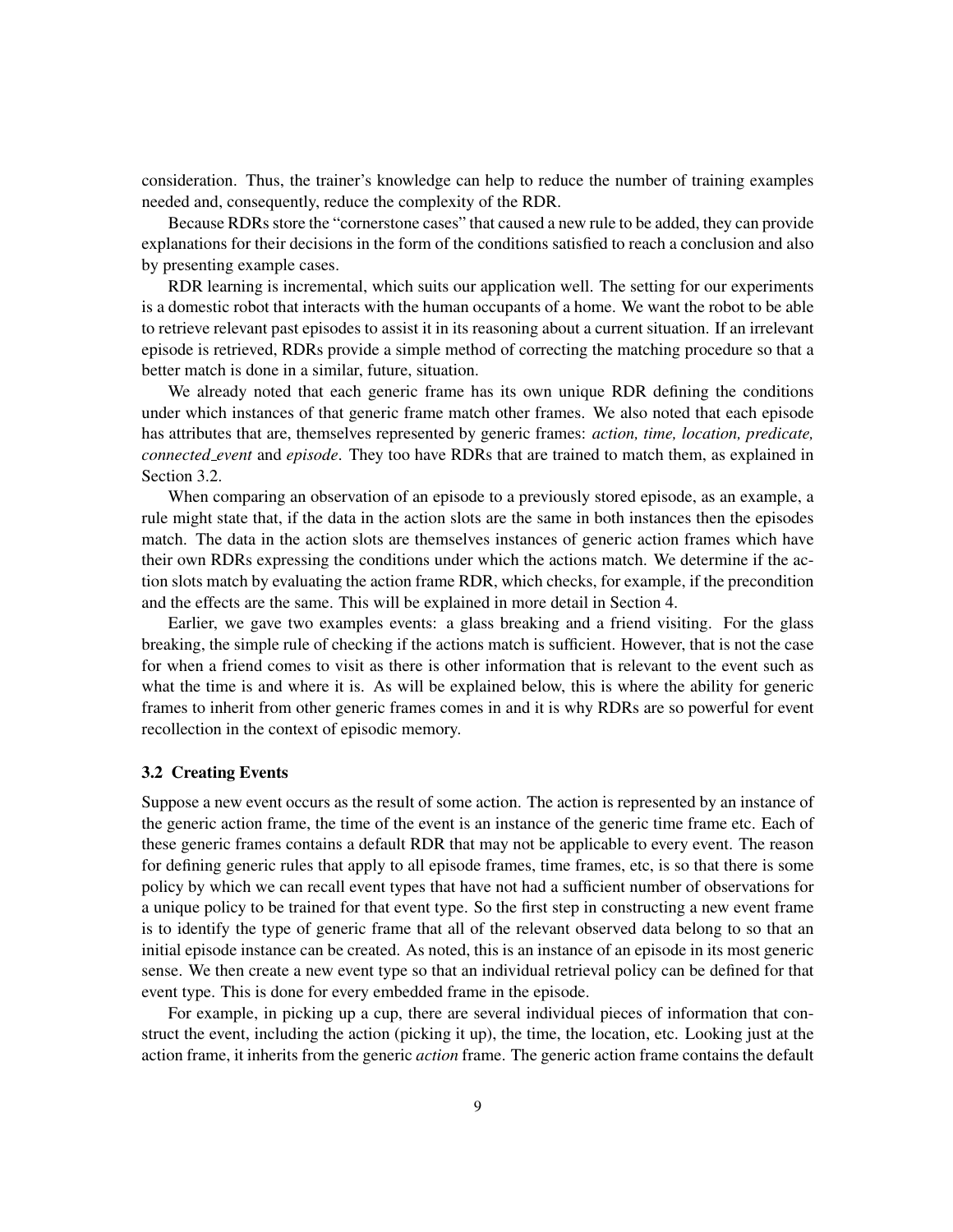consideration. Thus, the trainer's knowledge can help to reduce the number of training examples needed and, consequently, reduce the complexity of the RDR.

Because RDRs store the "cornerstone cases" that caused a new rule to be added, they can provide explanations for their decisions in the form of the conditions satisfied to reach a conclusion and also by presenting example cases.

RDR learning is incremental, which suits our application well. The setting for our experiments is a domestic robot that interacts with the human occupants of a home. We want the robot to be able to retrieve relevant past episodes to assist it in its reasoning about a current situation. If an irrelevant episode is retrieved, RDRs provide a simple method of correcting the matching procedure so that a better match is done in a similar, future, situation.

We already noted that each generic frame has its own unique RDR defining the conditions under which instances of that generic frame match other frames. We also noted that each episode has attributes that are, themselves represented by generic frames: *action, time, location, predicate, connected_event* and *episode*. They too have RDRs that are trained to match them, as explained in Section 3.2.

When comparing an observation of an episode to a previously stored episode, as an example, a rule might state that, if the data in the action slots are the same in both instances then the episodes match. The data in the action slots are themselves instances of generic action frames which have their own RDRs expressing the conditions under which the actions match. We determine if the action slots match by evaluating the action frame RDR, which checks, for example, if the precondition and the effects are the same. This will be explained in more detail in Section 4.

Earlier, we gave two examples events: a glass breaking and a friend visiting. For the glass breaking, the simple rule of checking if the actions match is sufficient. However, that is not the case for when a friend comes to visit as there is other information that is relevant to the event such as what the time is and where it is. As will be explained below, this is where the ability for generic frames to inherit from other generic frames comes in and it is why RDRs are so powerful for event recollection in the context of episodic memory.

### 3.2 Creating Events

Suppose a new event occurs as the result of some action. The action is represented by an instance of the generic action frame, the time of the event is an instance of the generic time frame etc. Each of these generic frames contains a default RDR that may not be applicable to every event. The reason for defining generic rules that apply to all episode frames, time frames, etc, is so that there is some policy by which we can recall event types that have not had a sufficient number of observations for a unique policy to be trained for that event type. So the first step in constructing a new event frame is to identify the type of generic frame that all of the relevant observed data belong to so that an initial episode instance can be created. As noted, this is an instance of an episode in its most generic sense. We then create a new event type so that an individual retrieval policy can be defined for that event type. This is done for every embedded frame in the episode.

For example, in picking up a cup, there are several individual pieces of information that construct the event, including the action (picking it up), the time, the location, etc. Looking just at the action frame, it inherits from the generic *action* frame. The generic action frame contains the default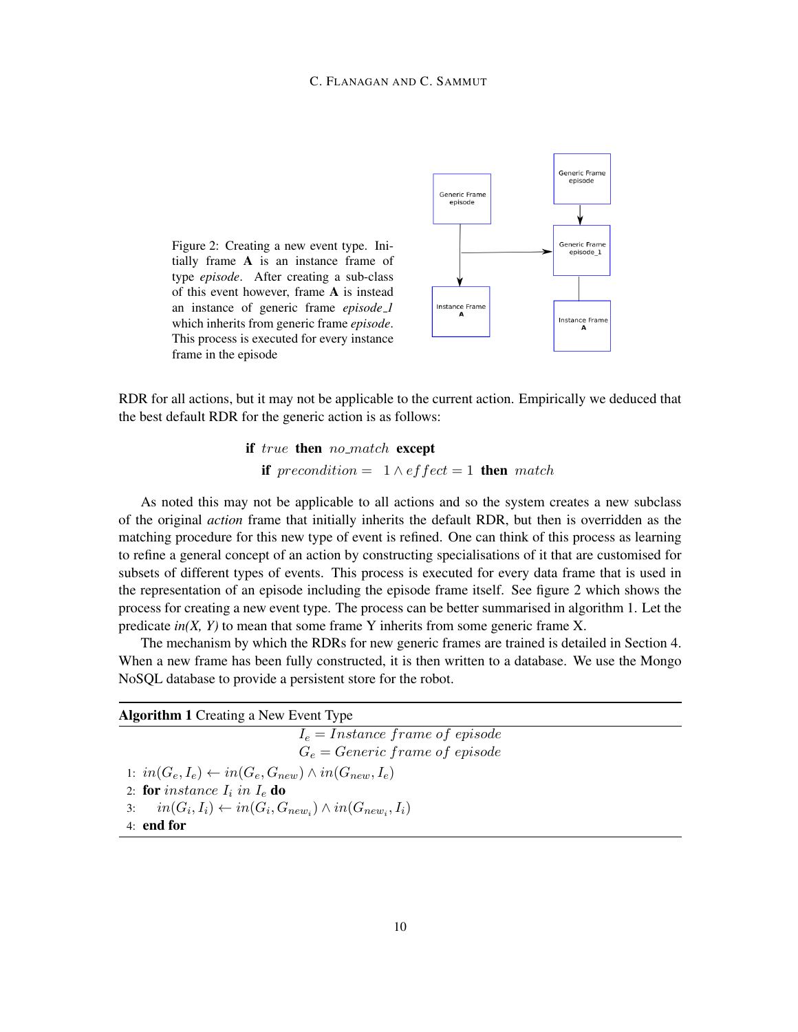Figure 2: Creating a new event type. Initially frame **A** is an instance frame of type *episode*. After creating a sub-class of this event however, frame **A** is instead an instance of generic frame *episode_1* which inherits from generic frame *episode*. This process is executed for every instance frame in the episode

RDR for all actions, but it may not be applicable to the current action. Empirically we deduced that the best default RDR for the generic action is as follows:

$$\textbf{if } true \textbf{ then } no\_match \textbf{ except}$$
$$\textbf{if } precondition = 1 \wedge effect = 1 \textbf{ then } match$$

As noted this may not be applicable to all actions and so the system creates a new subclass of the original *action* frame that initially inherits the default RDR, but then is overridden as the matching procedure for this new type of event is refined. One can think of this process as learning to refine a general concept of an action by constructing specialisations of it that are customised for subsets of different types of events. This process is executed for every data frame that is used in the representation of an episode including the episode frame itself. See figure 2 which shows the process for creating a new event type. The process can be better summarised in algorithm 1. Let the predicate *in(X, Y)* to mean that some frame Y inherits from some generic frame X.

The mechanism by which the RDRs for new generic frames are trained is detailed in Section 4. When a new frame has been fully constructed, it is then written to a database. We use the Mongo NoSQL database to provide a persistent store for the robot.

**Algorithm 1** Creating a New Event Type

$$I_e = Instance\ frame\ of\ episode$$
$$G_e = Generic\ frame\ of\ episode$$

1: $in(G_e, I_e) \leftarrow in(G_e, G_{new}) \wedge in(G_{new}, I_e)$
2: **for** $instance\ I_i\ in\ I_e$ **do**
3: $\quad in(G_i, I_i) \leftarrow in(G_i, G_{new_i}) \wedge in(G_{new_i}, I_i)$
4: **end for**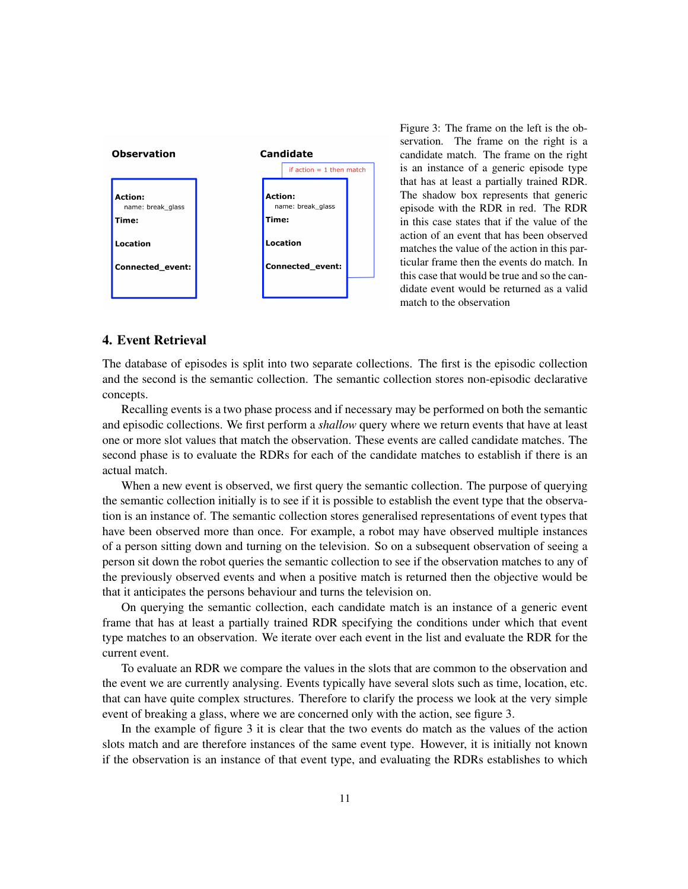**Observation**

**Action:**
name: break_glass
**Time:**

**Location**

**Connected_event:**

**Candidate**

if action = 1 then match

**Action:**
name: break_glass
**Time:**

**Location**

**Connected_event:**

Figure 3: The frame on the left is the observation. The frame on the right is a candidate match. The frame on the right is an instance of a generic episode type that has at least a partially trained RDR. The shadow box represents that generic episode with the RDR in red. The RDR in this case states that if the value of the action of an event that has been observed matches the value of the action in this particular frame then the events do match. In this case that would be true and so the candidate event would be returned as a valid match to the observation

## 4. Event Retrieval

The database of episodes is split into two separate collections. The first is the episodic collection and the second is the semantic collection. The semantic collection stores non-episodic declarative concepts.

Recalling events is a two phase process and if necessary may be performed on both the semantic and episodic collections. We first perform a *shallow* query where we return events that have at least one or more slot values that match the observation. These events are called candidate matches. The second phase is to evaluate the RDRs for each of the candidate matches to establish if there is an actual match.

When a new event is observed, we first query the semantic collection. The purpose of querying the semantic collection initially is to see if it is possible to establish the event type that the observation is an instance of. The semantic collection stores generalised representations of event types that have been observed more than once. For example, a robot may have observed multiple instances of a person sitting down and turning on the television. So on a subsequent observation of seeing a person sit down the robot queries the semantic collection to see if the observation matches to any of the previously observed events and when a positive match is returned then the objective would be that it anticipates the persons behaviour and turns the television on.

On querying the semantic collection, each candidate match is an instance of a generic event frame that has at least a partially trained RDR specifying the conditions under which that event type matches to an observation. We iterate over each event in the list and evaluate the RDR for the current event.

To evaluate an RDR we compare the values in the slots that are common to the observation and the event we are currently analysing. Events typically have several slots such as time, location, etc. that can have quite complex structures. Therefore to clarify the process we look at the very simple event of breaking a glass, where we are concerned only with the action, see figure 3.

In the example of figure 3 it is clear that the two events do match as the values of the action slots match and are therefore instances of the same event type. However, it is initially not known if the observation is an instance of that event type, and evaluating the RDRs establishes to which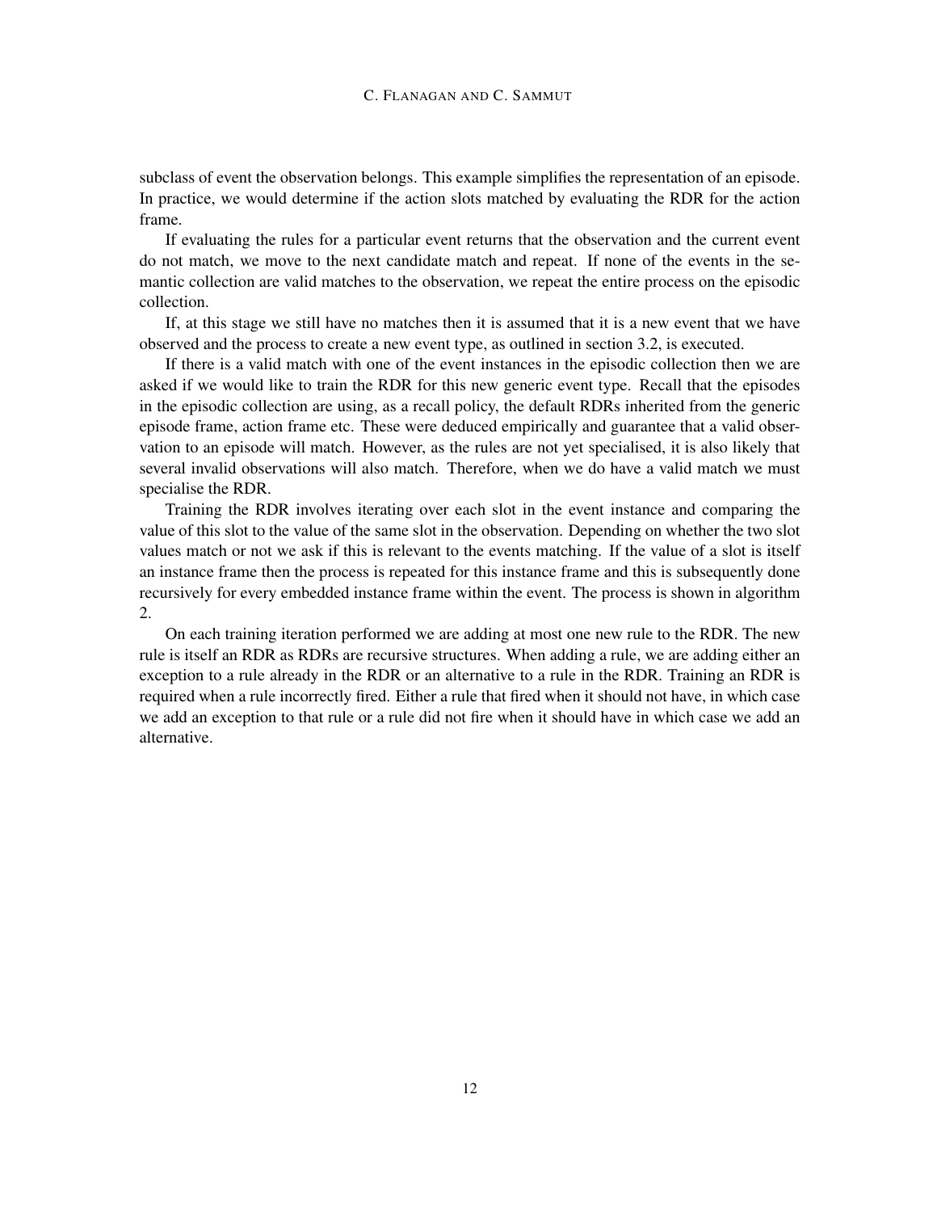subclass of event the observation belongs. This example simplifies the representation of an episode. In practice, we would determine if the action slots matched by evaluating the RDR for the action frame.

If evaluating the rules for a particular event returns that the observation and the current event do not match, we move to the next candidate match and repeat. If none of the events in the semantic collection are valid matches to the observation, we repeat the entire process on the episodic collection.

If, at this stage we still have no matches then it is assumed that it is a new event that we have observed and the process to create a new event type, as outlined in section 3.2, is executed.

If there is a valid match with one of the event instances in the episodic collection then we are asked if we would like to train the RDR for this new generic event type. Recall that the episodes in the episodic collection are using, as a recall policy, the default RDRs inherited from the generic episode frame, action frame etc. These were deduced empirically and guarantee that a valid observation to an episode will match. However, as the rules are not yet specialised, it is also likely that several invalid observations will also match. Therefore, when we do have a valid match we must specialise the RDR.

Training the RDR involves iterating over each slot in the event instance and comparing the value of this slot to the value of the same slot in the observation. Depending on whether the two slot values match or not we ask if this is relevant to the events matching. If the value of a slot is itself an instance frame then the process is repeated for this instance frame and this is subsequently done recursively for every embedded instance frame within the event. The process is shown in algorithm 2.

On each training iteration performed we are adding at most one new rule to the RDR. The new rule is itself an RDR as RDRs are recursive structures. When adding a rule, we are adding either an exception to a rule already in the RDR or an alternative to a rule in the RDR. Training an RDR is required when a rule incorrectly fired. Either a rule that fired when it should not have, in which case we add an exception to that rule or a rule did not fire when it should have in which case we add an alternative.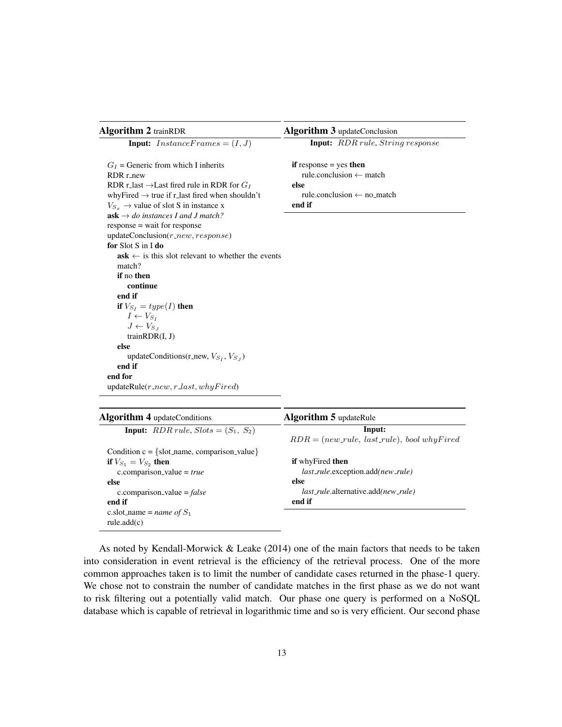**Algorithm 2** trainRDR

```
Input: InstanceFrames = (I, J)

G_I = Generic from which I inherits
RDR r_new
RDR r_last → Last fired rule in RDR for G_I
whyFired → true if r_last fired when shouldn't
V_{S_x} → value of slot S in instance x
ask → do instances I and J match?
response = wait for response
updateConclusion(r_new, response)
for Slot S in I do
    ask ← is this slot relevant to whether the events match?
    if no then
        continue
    end if
    if V_{S_I} = type(I) then
        I ← V_{S_I}
        J ← V_{S_J}
        trainRDR(I, J)
    else
        updateConditions(r_new, V_{S_I}, V_{S_J})
    end if
end for
updateRule(r_new, r_last, whyFired)
```

**Algorithm 3** updateConclusion

```
Input: RDR rule, String response

if response = yes then
    rule.conclusion ← match
else
    rule.conclusion ← no_match
end if
```

**Algorithm 4** updateConditions

```
Input: RDR rule, Slots = (S_1, S_2)

Condition c = {slot_name, comparison_value}
if V_{S_1} = V_{S_2} then
    c.comparison_value = true
else
    c.comparison_value = false
end if
c.slot_name = name of S_1
rule.add(c)
```

**Algorithm 5** updateRule

```
Input: RDR = (new_rule, last_rule), bool whyFired

if whyFired then
    last_rule.exception.add(new_rule)
else
    last_rule.alternative.add(new_rule)
end if
```

As noted by Kendall-Morwick & Leake (2014) one of the main factors that needs to be taken into consideration in event retrieval is the efficiency of the retrieval process. One of the more common approaches taken is to limit the number of candidate cases returned in the phase-1 query. We chose not to constrain the number of candidate matches in the first phase as we do not want to risk filtering out a potentially valid match. Our phase one query is performed on a NoSQL database which is capable of retrieval in logarithmic time and so is very efficient. Our second phase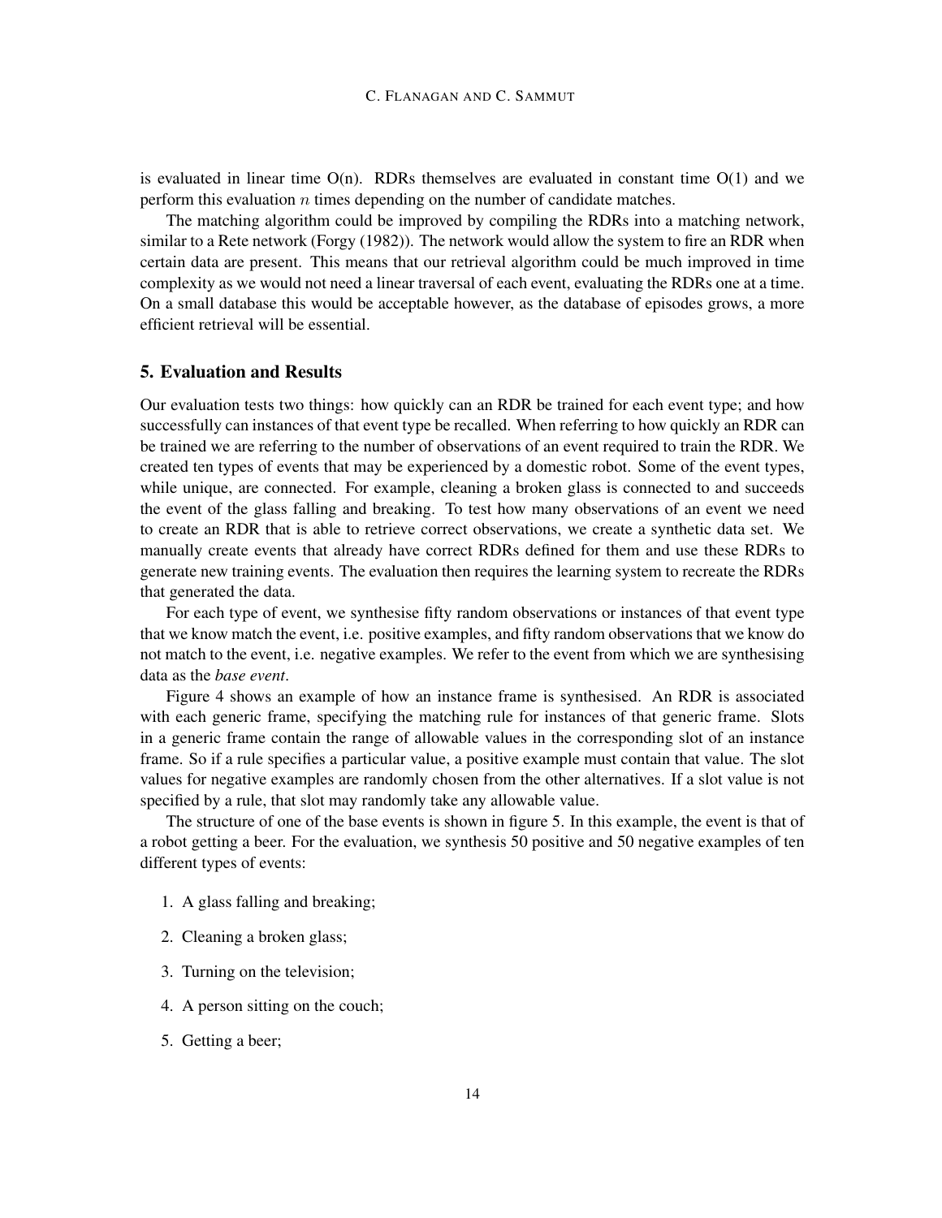is evaluated in linear time O(n). RDRs themselves are evaluated in constant time O(1) and we perform this evaluation $n$ times depending on the number of candidate matches.

The matching algorithm could be improved by compiling the RDRs into a matching network, similar to a Rete network (Forgy (1982)). The network would allow the system to fire an RDR when certain data are present. This means that our retrieval algorithm could be much improved in time complexity as we would not need a linear traversal of each event, evaluating the RDRs one at a time. On a small database this would be acceptable however, as the database of episodes grows, a more efficient retrieval will be essential.

## 5. Evaluation and Results

Our evaluation tests two things: how quickly can an RDR be trained for each event type; and how successfully can instances of that event type be recalled. When referring to how quickly an RDR can be trained we are referring to the number of observations of an event required to train the RDR. We created ten types of events that may be experienced by a domestic robot. Some of the event types, while unique, are connected. For example, cleaning a broken glass is connected to and succeeds the event of the glass falling and breaking. To test how many observations of an event we need to create an RDR that is able to retrieve correct observations, we create a synthetic data set. We manually create events that already have correct RDRs defined for them and use these RDRs to generate new training events. The evaluation then requires the learning system to recreate the RDRs that generated the data.

For each type of event, we synthesise fifty random observations or instances of that event type that we know match the event, i.e. positive examples, and fifty random observations that we know do not match to the event, i.e. negative examples. We refer to the event from which we are synthesising data as the *base event*.

Figure 4 shows an example of how an instance frame is synthesised. An RDR is associated with each generic frame, specifying the matching rule for instances of that generic frame. Slots in a generic frame contain the range of allowable values in the corresponding slot of an instance frame. So if a rule specifies a particular value, a positive example must contain that value. The slot values for negative examples are randomly chosen from the other alternatives. If a slot value is not specified by a rule, that slot may randomly take any allowable value.

The structure of one of the base events is shown in figure 5. In this example, the event is that of a robot getting a beer. For the evaluation, we synthesis 50 positive and 50 negative examples of ten different types of events:

1. A glass falling and breaking;
2. Cleaning a broken glass;
3. Turning on the television;
4. A person sitting on the couch;
5. Getting a beer;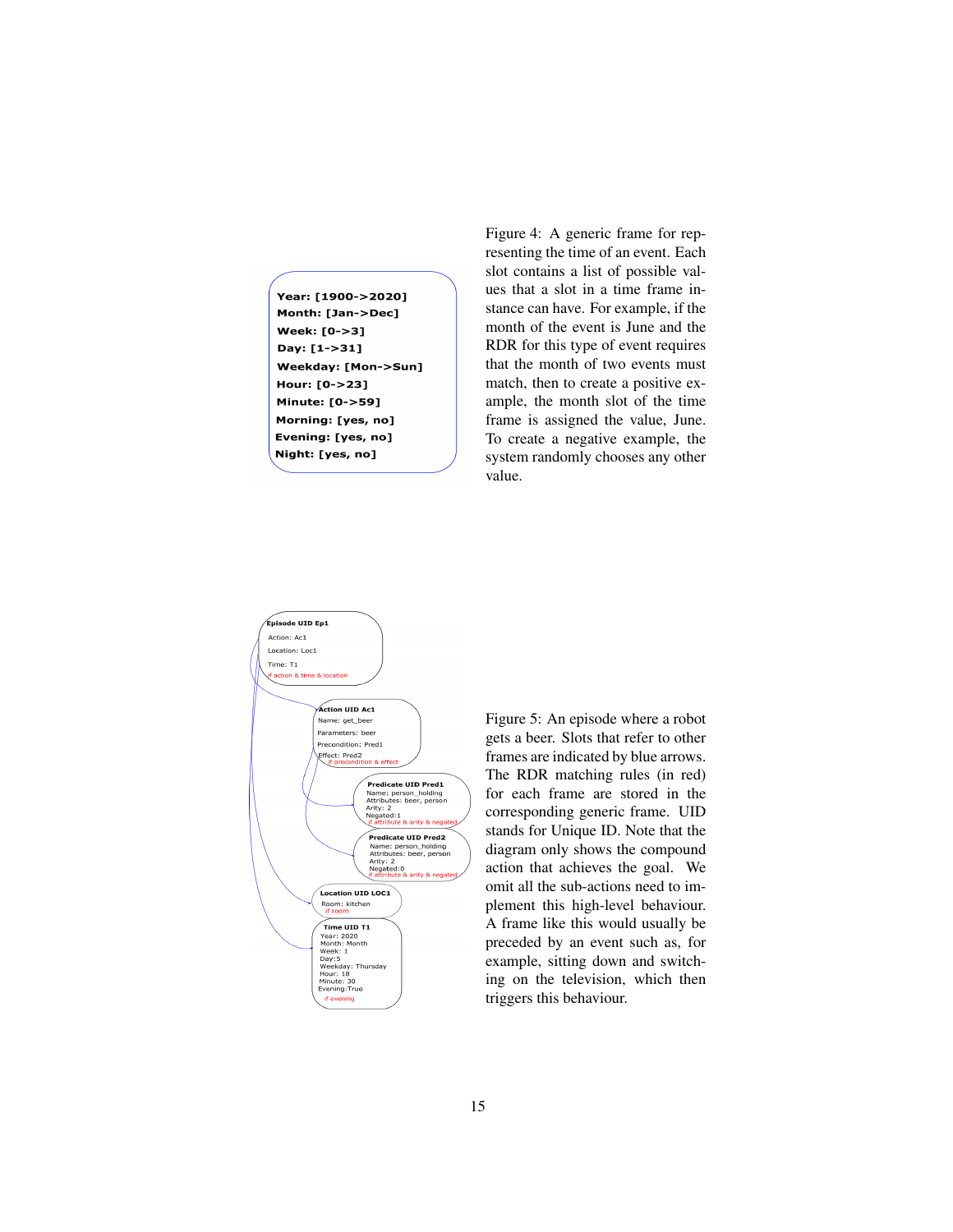Year: [1900->2020]
Month: [Jan->Dec]
Week: [0->3]
Day: [1->31]
Weekday: [Mon->Sun]
Hour: [0->23]
Minute: [0->59]
Morning: [yes, no]
Evening: [yes, no]
Night: [yes, no]

Figure 4: A generic frame for representing the time of an event. Each slot contains a list of possible values that a slot in a time frame instance can have. For example, if the month of the event is June and the RDR for this type of event requires that the month of two events must match, then to create a positive example, the month slot of the time frame is assigned the value, June. To create a negative example, the system randomly chooses any other value.

Episode UID Ep1
Action: Ac1
Location: Loc1
Time: T1
if action & time & location

Action UID Ac1
Name: get_beer
Parameters: beer
Precondition: Pred1
Effect: Pred2
if precondition & effect

Predicate UID Pred1
Name: person_holding
Attributes: beer, person
Arity: 2
Negated:1
if attribute & arity & negated

Predicate UID Pred2
Name: person_holding
Attributes: beer, person
Arity: 2
Negated:0
if attribute & arity & negated

Location UID LOC1
Room: kitchen
if room

Time UID T1
Year: 2020
Month: Month
Week: 1
Day:5
Weekday: Thursday
Hour: 18
Minute: 30
Evening:True
if evening

Figure 5: An episode where a robot gets a beer. Slots that refer to other frames are indicated by blue arrows. The RDR matching rules (in red) for each frame are stored in the corresponding generic frame. UID stands for Unique ID. Note that the diagram only shows the compound action that achieves the goal. We omit all the sub-actions need to implement this high-level behaviour. A frame like this would usually be preceded by an event such as, for example, sitting down and switching on the television, which then triggers this behaviour.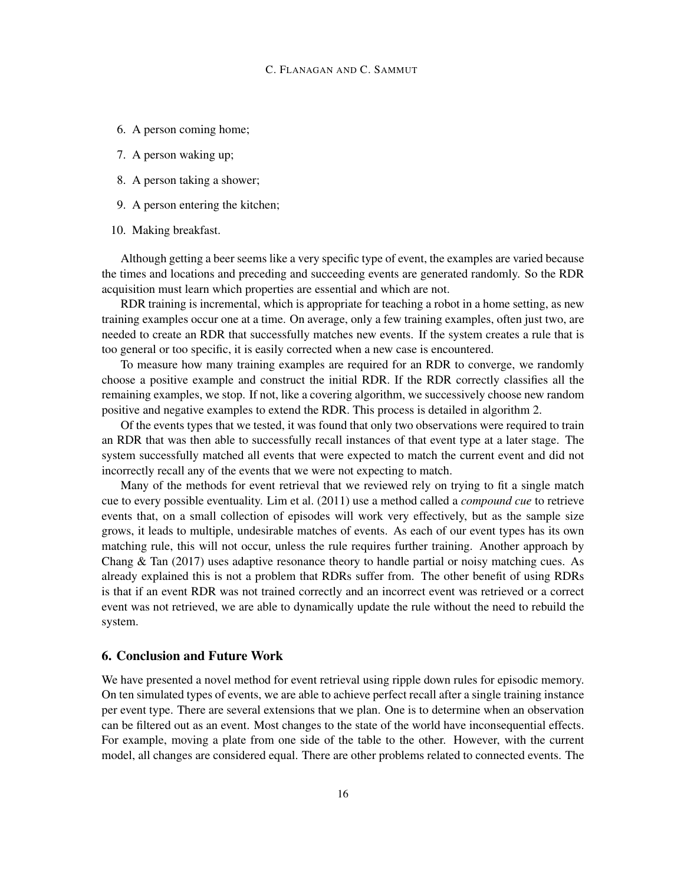6. A person coming home;
7. A person waking up;
8. A person taking a shower;
9. A person entering the kitchen;
10. Making breakfast.

Although getting a beer seems like a very specific type of event, the examples are varied because the times and locations and preceding and succeeding events are generated randomly. So the RDR acquisition must learn which properties are essential and which are not.

RDR training is incremental, which is appropriate for teaching a robot in a home setting, as new training examples occur one at a time. On average, only a few training examples, often just two, are needed to create an RDR that successfully matches new events. If the system creates a rule that is too general or too specific, it is easily corrected when a new case is encountered.

To measure how many training examples are required for an RDR to converge, we randomly choose a positive example and construct the initial RDR. If the RDR correctly classifies all the remaining examples, we stop. If not, like a covering algorithm, we successively choose new random positive and negative examples to extend the RDR. This process is detailed in algorithm 2.

Of the events types that we tested, it was found that only two observations were required to train an RDR that was then able to successfully recall instances of that event type at a later stage. The system successfully matched all events that were expected to match the current event and did not incorrectly recall any of the events that we were not expecting to match.

Many of the methods for event retrieval that we reviewed rely on trying to fit a single match cue to every possible eventuality. Lim et al. (2011) use a method called a *compound cue* to retrieve events that, on a small collection of episodes will work very effectively, but as the sample size grows, it leads to multiple, undesirable matches of events. As each of our event types has its own matching rule, this will not occur, unless the rule requires further training. Another approach by Chang & Tan (2017) uses adaptive resonance theory to handle partial or noisy matching cues. As already explained this is not a problem that RDRs suffer from. The other benefit of using RDRs is that if an event RDR was not trained correctly and an incorrect event was retrieved or a correct event was not retrieved, we are able to dynamically update the rule without the need to rebuild the system.

## 6. Conclusion and Future Work

We have presented a novel method for event retrieval using ripple down rules for episodic memory. On ten simulated types of events, we are able to achieve perfect recall after a single training instance per event type. There are several extensions that we plan. One is to determine when an observation can be filtered out as an event. Most changes to the state of the world have inconsequential effects. For example, moving a plate from one side of the table to the other. However, with the current model, all changes are considered equal. There are other problems related to connected events. The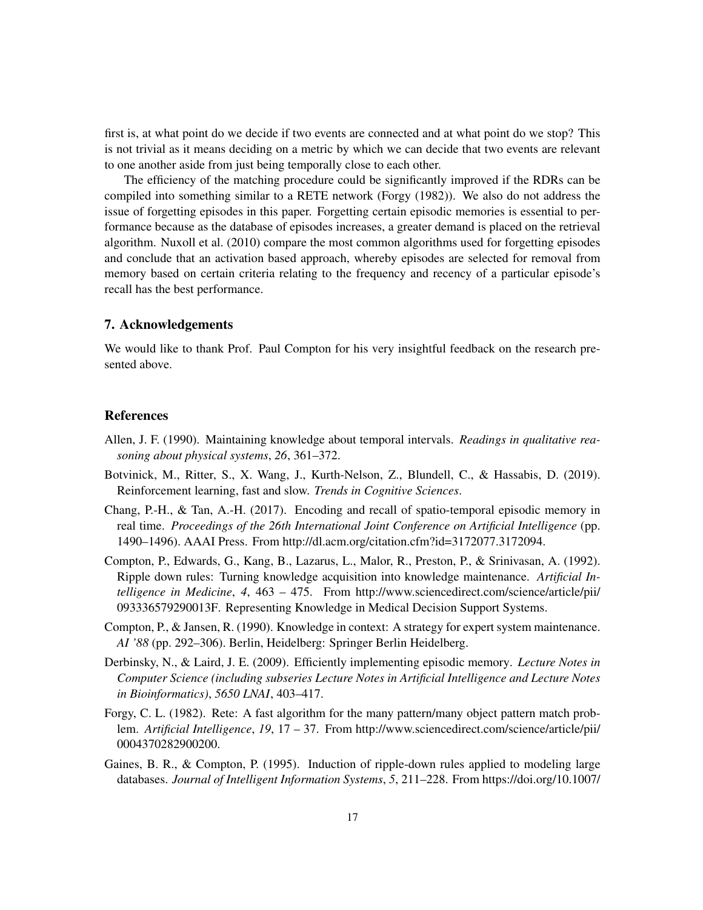first is, at what point do we decide if two events are connected and at what point do we stop? This is not trivial as it means deciding on a metric by which we can decide that two events are relevant to one another aside from just being temporally close to each other.

The efficiency of the matching procedure could be significantly improved if the RDRs can be compiled into something similar to a RETE network (Forgy (1982)). We also do not address the issue of forgetting episodes in this paper. Forgetting certain episodic memories is essential to performance because as the database of episodes increases, a greater demand is placed on the retrieval algorithm. Nuxoll et al. (2010) compare the most common algorithms used for forgetting episodes and conclude that an activation based approach, whereby episodes are selected for removal from memory based on certain criteria relating to the frequency and recency of a particular episode's recall has the best performance.

## 7. Acknowledgements

We would like to thank Prof. Paul Compton for his very insightful feedback on the research presented above.

## References

Allen, J. F. (1990). Maintaining knowledge about temporal intervals. *Readings in qualitative reasoning about physical systems*, *26*, 361–372.

Botvinick, M., Ritter, S., X. Wang, J., Kurth-Nelson, Z., Blundell, C., & Hassabis, D. (2019). Reinforcement learning, fast and slow. *Trends in Cognitive Sciences*.

Chang, P.-H., & Tan, A.-H. (2017). Encoding and recall of spatio-temporal episodic memory in real time. *Proceedings of the 26th International Joint Conference on Artificial Intelligence* (pp. 1490–1496). AAAI Press. From http://dl.acm.org/citation.cfm?id=3172077.3172094.

Compton, P., Edwards, G., Kang, B., Lazarus, L., Malor, R., Preston, P., & Srinivasan, A. (1992). Ripple down rules: Turning knowledge acquisition into knowledge maintenance. *Artificial Intelligence in Medicine*, *4*, 463 – 475. From http://www.sciencedirect.com/science/article/pii/093336579290013F. Representing Knowledge in Medical Decision Support Systems.

Compton, P., & Jansen, R. (1990). Knowledge in context: A strategy for expert system maintenance. *AI '88* (pp. 292–306). Berlin, Heidelberg: Springer Berlin Heidelberg.

Derbinsky, N., & Laird, J. E. (2009). Efficiently implementing episodic memory. *Lecture Notes in Computer Science (including subseries Lecture Notes in Artificial Intelligence and Lecture Notes in Bioinformatics)*, *5650 LNAI*, 403–417.

Forgy, C. L. (1982). Rete: A fast algorithm for the many pattern/many object pattern match problem. *Artificial Intelligence*, *19*, 17 – 37. From http://www.sciencedirect.com/science/article/pii/0004370282900200.

Gaines, B. R., & Compton, P. (1995). Induction of ripple-down rules applied to modeling large databases. *Journal of Intelligent Information Systems*, *5*, 211–228. From https://doi.org/10.1007/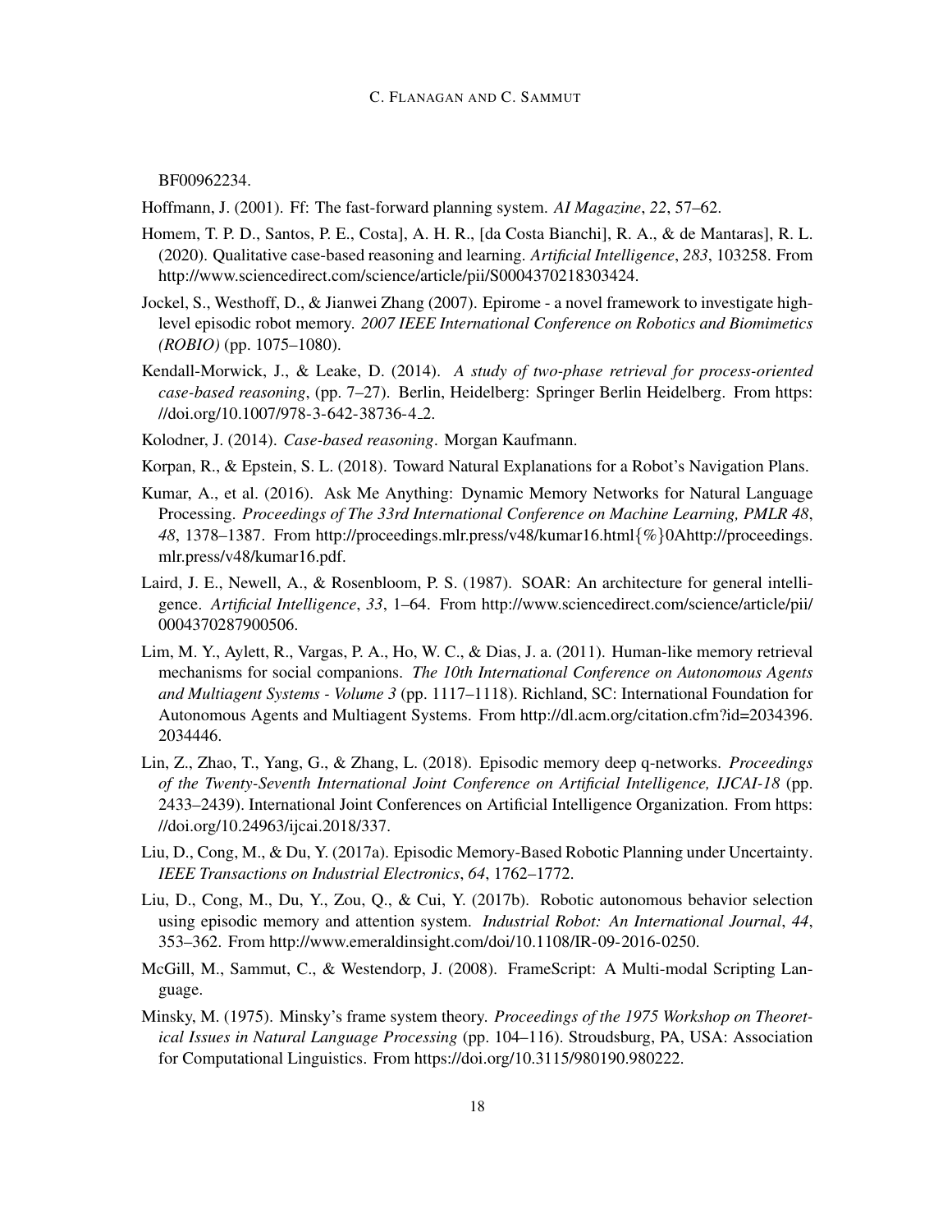BF00962234.

Hoffmann, J. (2001). Ff: The fast-forward planning system. *AI Magazine*, *22*, 57–62.

Homem, T. P. D., Santos, P. E., Costa], A. H. R., [da Costa Bianchi], R. A., & de Mantaras], R. L. (2020). Qualitative case-based reasoning and learning. *Artificial Intelligence*, *283*, 103258. From http://www.sciencedirect.com/science/article/pii/S0004370218303424.

Jockel, S., Westhoff, D., & Jianwei Zhang (2007). Epirome - a novel framework to investigate high-level episodic robot memory. *2007 IEEE International Conference on Robotics and Biomimetics (ROBIO)* (pp. 1075–1080).

Kendall-Morwick, J., & Leake, D. (2014). *A study of two-phase retrieval for process-oriented case-based reasoning*, (pp. 7–27). Berlin, Heidelberg: Springer Berlin Heidelberg. From https://doi.org/10.1007/978-3-642-38736-4_2.

Kolodner, J. (2014). *Case-based reasoning*. Morgan Kaufmann.

Korpan, R., & Epstein, S. L. (2018). Toward Natural Explanations for a Robot's Navigation Plans.

Kumar, A., et al. (2016). Ask Me Anything: Dynamic Memory Networks for Natural Language Processing. *Proceedings of The 33rd International Conference on Machine Learning, PMLR 48*, *48*, 1378–1387. From http://proceedings.mlr.press/v48/kumar16.html{%}0Ahttp://proceedings.mlr.press/v48/kumar16.pdf.

Laird, J. E., Newell, A., & Rosenbloom, P. S. (1987). SOAR: An architecture for general intelligence. *Artificial Intelligence*, *33*, 1–64. From http://www.sciencedirect.com/science/article/pii/0004370287900506.

Lim, M. Y., Aylett, R., Vargas, P. A., Ho, W. C., & Dias, J. a. (2011). Human-like memory retrieval mechanisms for social companions. *The 10th International Conference on Autonomous Agents and Multiagent Systems - Volume 3* (pp. 1117–1118). Richland, SC: International Foundation for Autonomous Agents and Multiagent Systems. From http://dl.acm.org/citation.cfm?id=2034396.2034446.

Lin, Z., Zhao, T., Yang, G., & Zhang, L. (2018). Episodic memory deep q-networks. *Proceedings of the Twenty-Seventh International Joint Conference on Artificial Intelligence, IJCAI-18* (pp. 2433–2439). International Joint Conferences on Artificial Intelligence Organization. From https://doi.org/10.24963/ijcai.2018/337.

Liu, D., Cong, M., & Du, Y. (2017a). Episodic Memory-Based Robotic Planning under Uncertainty. *IEEE Transactions on Industrial Electronics*, *64*, 1762–1772.

Liu, D., Cong, M., Du, Y., Zou, Q., & Cui, Y. (2017b). Robotic autonomous behavior selection using episodic memory and attention system. *Industrial Robot: An International Journal*, *44*, 353–362. From http://www.emeraldinsight.com/doi/10.1108/IR-09-2016-0250.

McGill, M., Sammut, C., & Westendorp, J. (2008). FrameScript: A Multi-modal Scripting Language.

Minsky, M. (1975). Minsky's frame system theory. *Proceedings of the 1975 Workshop on Theoretical Issues in Natural Language Processing* (pp. 104–116). Stroudsburg, PA, USA: Association for Computational Linguistics. From https://doi.org/10.3115/980190.980222.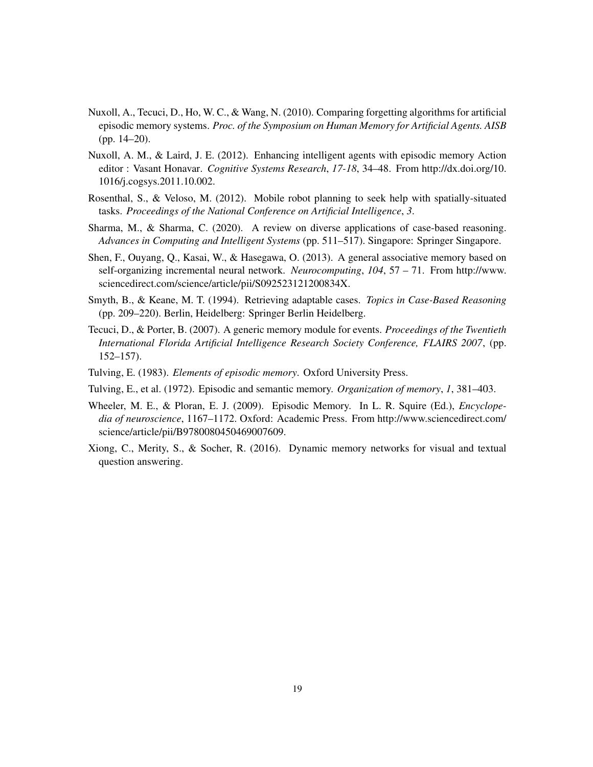Nuxoll, A., Tecuci, D., Ho, W. C., & Wang, N. (2010). Comparing forgetting algorithms for artificial episodic memory systems. *Proc. of the Symposium on Human Memory for Artificial Agents. AISB* (pp. 14–20).

Nuxoll, A. M., & Laird, J. E. (2012). Enhancing intelligent agents with episodic memory Action editor : Vasant Honavar. *Cognitive Systems Research*, *17-18*, 34–48. From http://dx.doi.org/10.1016/j.cogsys.2011.10.002.

Rosenthal, S., & Veloso, M. (2012). Mobile robot planning to seek help with spatially-situated tasks. *Proceedings of the National Conference on Artificial Intelligence*, *3*.

Sharma, M., & Sharma, C. (2020). A review on diverse applications of case-based reasoning. *Advances in Computing and Intelligent Systems* (pp. 511–517). Singapore: Springer Singapore.

Shen, F., Ouyang, Q., Kasai, W., & Hasegawa, O. (2013). A general associative memory based on self-organizing incremental neural network. *Neurocomputing*, *104*, 57 – 71. From http://www.sciencedirect.com/science/article/pii/S092523121200834X.

Smyth, B., & Keane, M. T. (1994). Retrieving adaptable cases. *Topics in Case-Based Reasoning* (pp. 209–220). Berlin, Heidelberg: Springer Berlin Heidelberg.

Tecuci, D., & Porter, B. (2007). A generic memory module for events. *Proceedings of the Twentieth International Florida Artificial Intelligence Research Society Conference, FLAIRS 2007*, (pp. 152–157).

Tulving, E. (1983). *Elements of episodic memory*. Oxford University Press.

Tulving, E., et al. (1972). Episodic and semantic memory. *Organization of memory*, *1*, 381–403.

Wheeler, M. E., & Ploran, E. J. (2009). Episodic Memory. In L. R. Squire (Ed.), *Encyclopedia of neuroscience*, 1167–1172. Oxford: Academic Press. From http://www.sciencedirect.com/science/article/pii/B9780080450469007609.

Xiong, C., Merity, S., & Socher, R. (2016). Dynamic memory networks for visual and textual question answering.